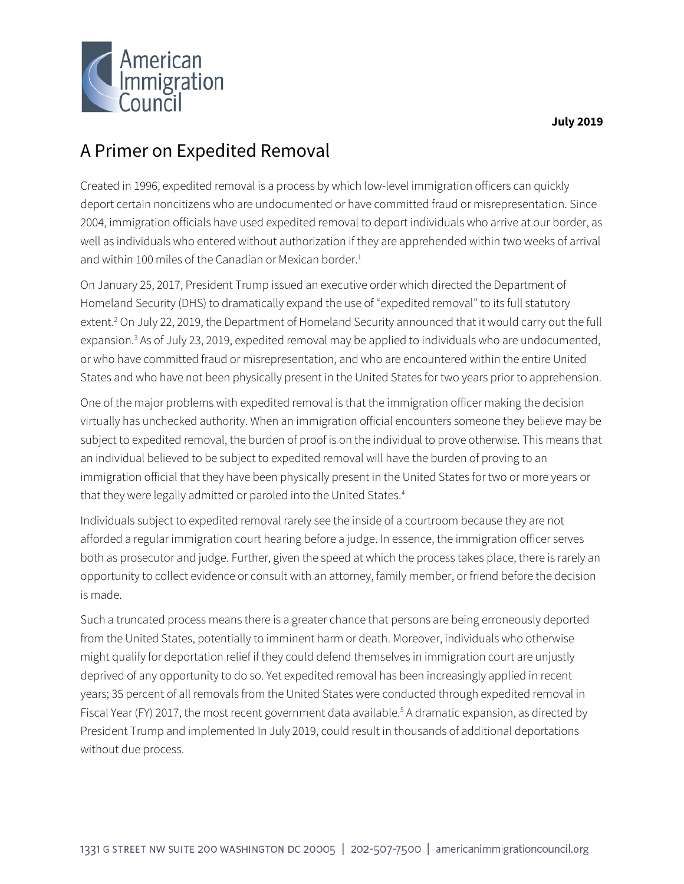July 2019

# A Primer on Expedited Removal

Created in 1996, expedited removal is a process by which low-level immigration officers can quickly deport certain noncitizens who are undocumented or have committed fraud or misrepresentation. Since 2004, immigration officials have used expedited removal to deport individuals who arrive at our border, as well as individuals who entered without authorization if they are apprehended within two weeks of arrival and within 100 miles of the Canadian or Mexican border.[1]

On January 25, 2017, President Trump issued an executive order which directed the Department of Homeland Security (DHS) to dramatically expand the use of "expedited removal" to its full statutory extent.[2] On July 22, 2019, the Department of Homeland Security announced that it would carry out the full expansion.[3] As of July 23, 2019, expedited removal may be applied to individuals who are undocumented, or who have committed fraud or misrepresentation, and who are encountered within the entire United States and who have not been physically present in the United States for two years prior to apprehension.

One of the major problems with expedited removal is that the immigration officer making the decision virtually has unchecked authority. When an immigration official encounters someone they believe may be subject to expedited removal, the burden of proof is on the individual to prove otherwise. This means that an individual believed to be subject to expedited removal will have the burden of proving to an immigration official that they have been physically present in the United States for two or more years or that they were legally admitted or paroled into the United States.[4]

Individuals subject to expedited removal rarely see the inside of a courtroom because they are not afforded a regular immigration court hearing before a judge. In essence, the immigration officer serves both as prosecutor and judge. Further, given the speed at which the process takes place, there is rarely an opportunity to collect evidence or consult with an attorney, family member, or friend before the decision is made.

Such a truncated process means there is a greater chance that persons are being erroneously deported from the United States, potentially to imminent harm or death. Moreover, individuals who otherwise might qualify for deportation relief if they could defend themselves in immigration court are unjustly deprived of any opportunity to do so. Yet expedited removal has been increasingly applied in recent years; 35 percent of all removals from the United States were conducted through expedited removal in Fiscal Year (FY) 2017, the most recent government data available.[5] A dramatic expansion, as directed by President Trump and implemented In July 2019, could result in thousands of additional deportations without due process.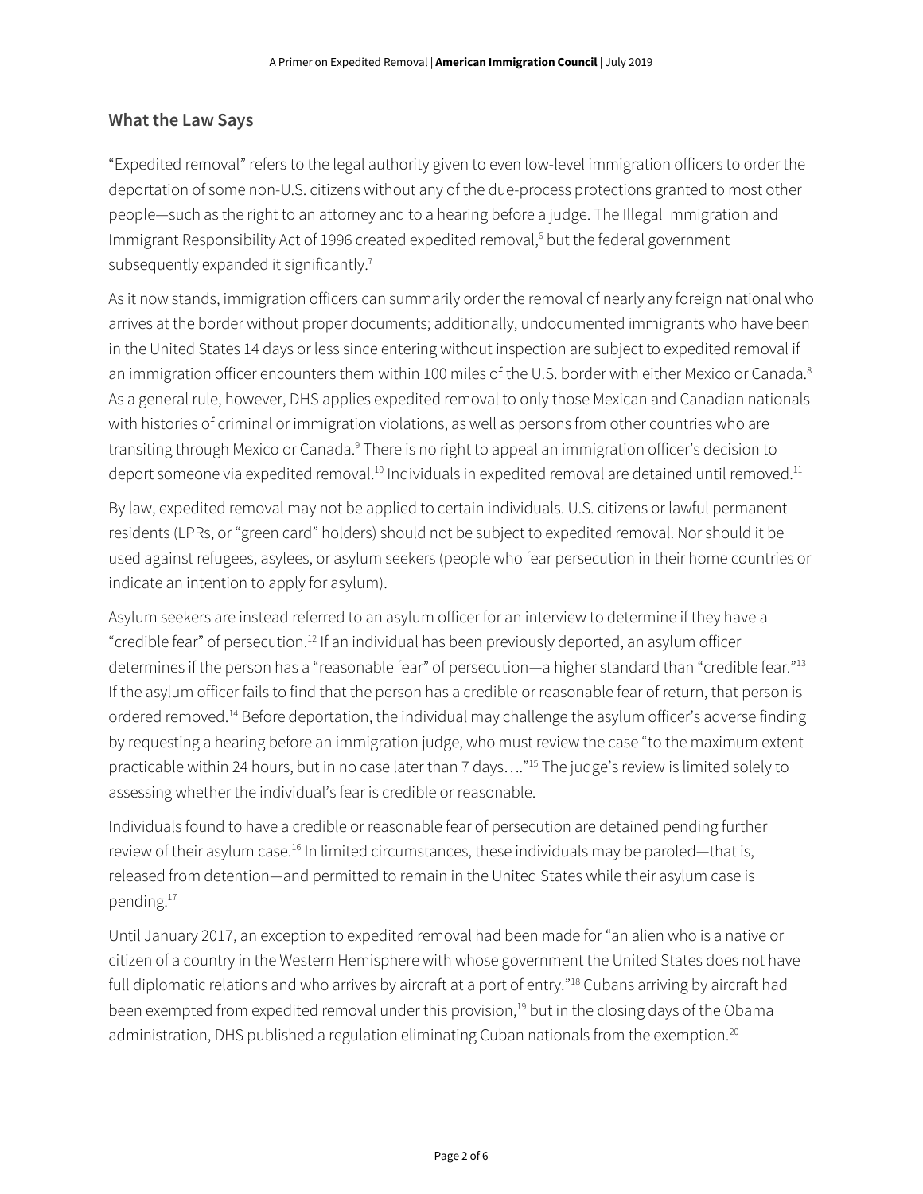## What the Law Says

"Expedited removal" refers to the legal authority given to even low-level immigration officers to order the deportation of some non-U.S. citizens without any of the due-process protections granted to most other people—such as the right to an attorney and to a hearing before a judge. The Illegal Immigration and Immigrant Responsibility Act of 1996 created expedited removal,[6] but the federal government subsequently expanded it significantly.[7]

As it now stands, immigration officers can summarily order the removal of nearly any foreign national who arrives at the border without proper documents; additionally, undocumented immigrants who have been in the United States 14 days or less since entering without inspection are subject to expedited removal if an immigration officer encounters them within 100 miles of the U.S. border with either Mexico or Canada.[8] As a general rule, however, DHS applies expedited removal to only those Mexican and Canadian nationals with histories of criminal or immigration violations, as well as persons from other countries who are transiting through Mexico or Canada.[9] There is no right to appeal an immigration officer's decision to deport someone via expedited removal.[10] Individuals in expedited removal are detained until removed.[11]

By law, expedited removal may not be applied to certain individuals. U.S. citizens or lawful permanent residents (LPRs, or "green card" holders) should not be subject to expedited removal. Nor should it be used against refugees, asylees, or asylum seekers (people who fear persecution in their home countries or indicate an intention to apply for asylum).

Asylum seekers are instead referred to an asylum officer for an interview to determine if they have a "credible fear" of persecution.[12] If an individual has been previously deported, an asylum officer determines if the person has a "reasonable fear" of persecution—a higher standard than "credible fear."[13] If the asylum officer fails to find that the person has a credible or reasonable fear of return, that person is ordered removed.[14] Before deportation, the individual may challenge the asylum officer's adverse finding by requesting a hearing before an immigration judge, who must review the case "to the maximum extent practicable within 24 hours, but in no case later than 7 days…."[15] The judge's review is limited solely to assessing whether the individual's fear is credible or reasonable.

Individuals found to have a credible or reasonable fear of persecution are detained pending further review of their asylum case.[16] In limited circumstances, these individuals may be paroled—that is, released from detention—and permitted to remain in the United States while their asylum case is pending.[17]

Until January 2017, an exception to expedited removal had been made for "an alien who is a native or citizen of a country in the Western Hemisphere with whose government the United States does not have full diplomatic relations and who arrives by aircraft at a port of entry."[18] Cubans arriving by aircraft had been exempted from expedited removal under this provision,[19] but in the closing days of the Obama administration, DHS published a regulation eliminating Cuban nationals from the exemption.[20]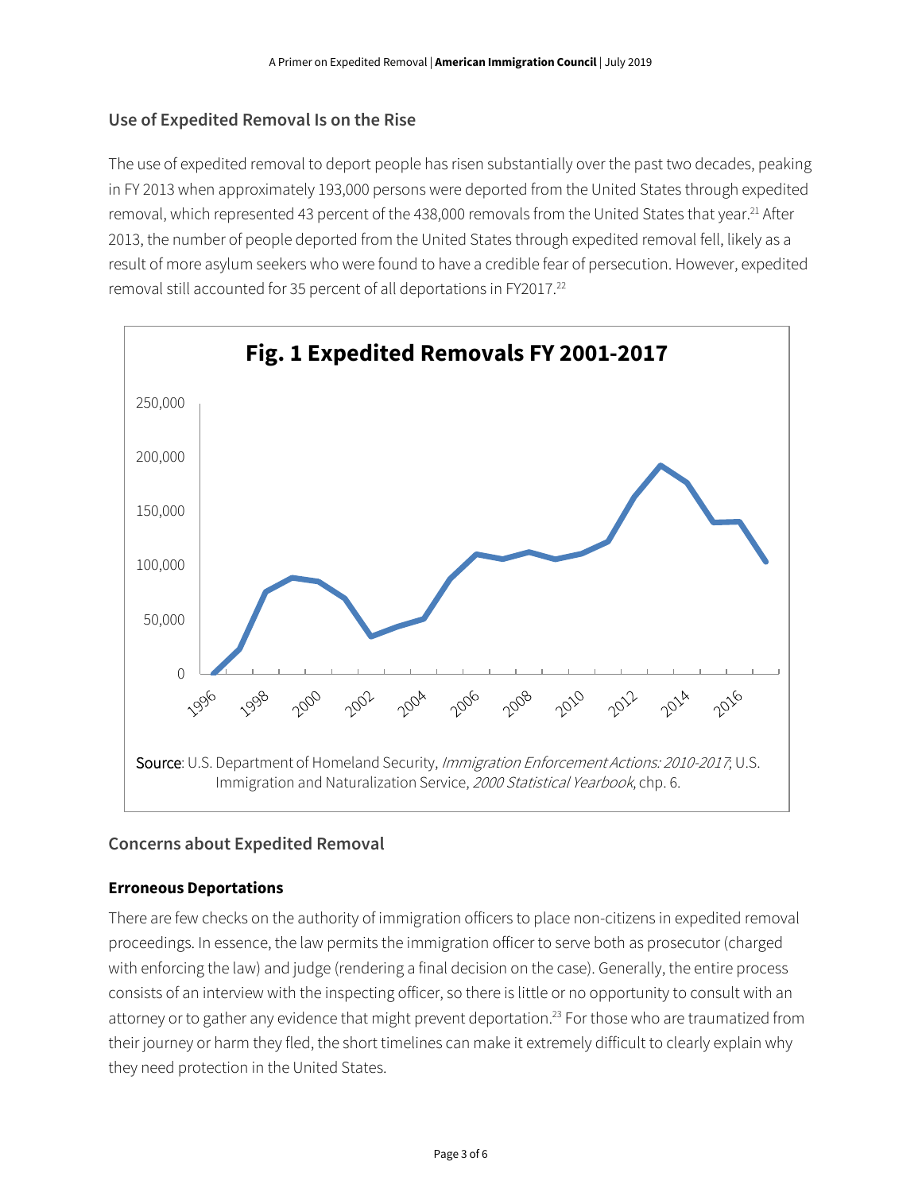## Use of Expedited Removal Is on the Rise

The use of expedited removal to deport people has risen substantially over the past two decades, peaking in FY 2013 when approximately 193,000 persons were deported from the United States through expedited removal, which represented 43 percent of the 438,000 removals from the United States that year.[21] After 2013, the number of people deported from the United States through expedited removal fell, likely as a result of more asylum seekers who were found to have a credible fear of persecution. However, expedited removal still accounted for 35 percent of all deportations in FY2017.[22]

**Fig. 1 Expedited Removals FY 2001-2017**

Source: U.S. Department of Homeland Security, *Immigration Enforcement Actions: 2010-2017*; U.S. Immigration and Naturalization Service, *2000 Statistical Yearbook*, chp. 6.

## Concerns about Expedited Removal

### Erroneous Deportations

There are few checks on the authority of immigration officers to place non-citizens in expedited removal proceedings. In essence, the law permits the immigration officer to serve both as prosecutor (charged with enforcing the law) and judge (rendering a final decision on the case). Generally, the entire process consists of an interview with the inspecting officer, so there is little or no opportunity to consult with an attorney or to gather any evidence that might prevent deportation.[23] For those who are traumatized from their journey or harm they fled, the short timelines can make it extremely difficult to clearly explain why they need protection in the United States.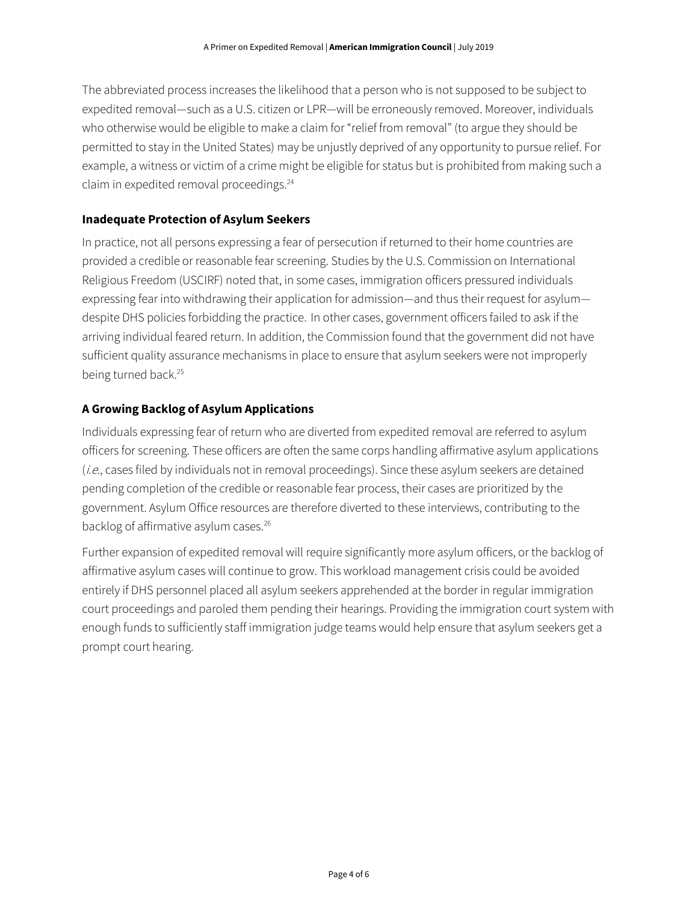The abbreviated process increases the likelihood that a person who is not supposed to be subject to expedited removal—such as a U.S. citizen or LPR—will be erroneously removed. Moreover, individuals who otherwise would be eligible to make a claim for "relief from removal" (to argue they should be permitted to stay in the United States) may be unjustly deprived of any opportunity to pursue relief. For example, a witness or victim of a crime might be eligible for status but is prohibited from making such a claim in expedited removal proceedings.[24]

### Inadequate Protection of Asylum Seekers

In practice, not all persons expressing a fear of persecution if returned to their home countries are provided a credible or reasonable fear screening. Studies by the U.S. Commission on International Religious Freedom (USCIRF) noted that, in some cases, immigration officers pressured individuals expressing fear into withdrawing their application for admission—and thus their request for asylum—despite DHS policies forbidding the practice. In other cases, government officers failed to ask if the arriving individual feared return. In addition, the Commission found that the government did not have sufficient quality assurance mechanisms in place to ensure that asylum seekers were not improperly being turned back.[25]

### A Growing Backlog of Asylum Applications

Individuals expressing fear of return who are diverted from expedited removal are referred to asylum officers for screening. These officers are often the same corps handling affirmative asylum applications (*i.e.,* cases filed by individuals not in removal proceedings). Since these asylum seekers are detained pending completion of the credible or reasonable fear process, their cases are prioritized by the government. Asylum Office resources are therefore diverted to these interviews, contributing to the backlog of affirmative asylum cases.[26]

Further expansion of expedited removal will require significantly more asylum officers, or the backlog of affirmative asylum cases will continue to grow. This workload management crisis could be avoided entirely if DHS personnel placed all asylum seekers apprehended at the border in regular immigration court proceedings and paroled them pending their hearings. Providing the immigration court system with enough funds to sufficiently staff immigration judge teams would help ensure that asylum seekers get a prompt court hearing.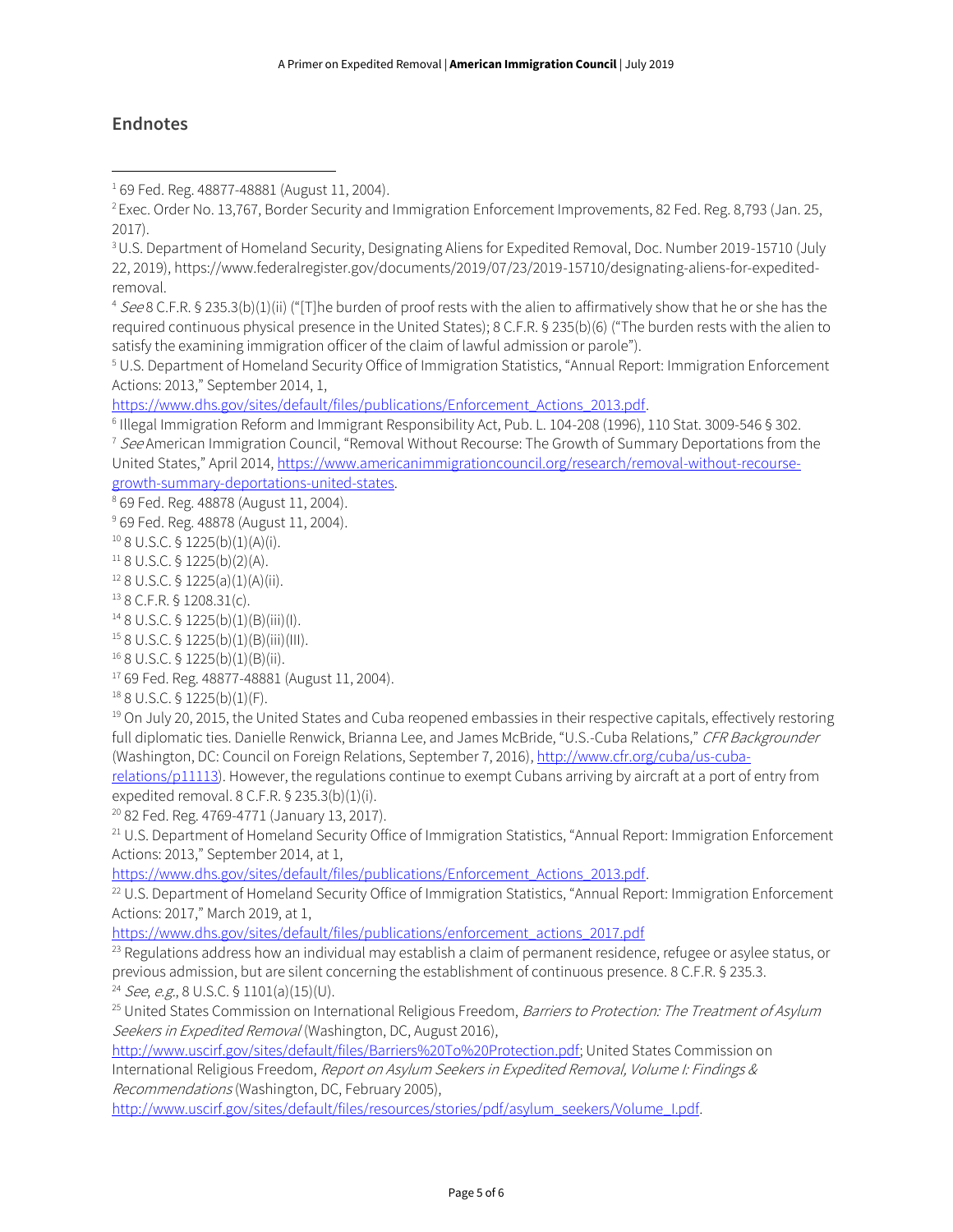## Endnotes

[1] 69 Fed. Reg. 48877-48881 (August 11, 2004).

[2] Exec. Order No. 13,767, Border Security and Immigration Enforcement Improvements, 82 Fed. Reg. 8,793 (Jan. 25, 2017).

[3] U.S. Department of Homeland Security, Designating Aliens for Expedited Removal, Doc. Number 2019-15710 (July 22, 2019), https://www.federalregister.gov/documents/2019/07/23/2019-15710/designating-aliens-for-expedited-removal.

[4] *See* 8 C.F.R. § 235.3(b)(1)(ii) ("[T]he burden of proof rests with the alien to affirmatively show that he or she has the required continuous physical presence in the United States); 8 C.F.R. § 235(b)(6) ("The burden rests with the alien to satisfy the examining immigration officer of the claim of lawful admission or parole").

[5] U.S. Department of Homeland Security Office of Immigration Statistics, "Annual Report: Immigration Enforcement Actions: 2013," September 2014, 1, https://www.dhs.gov/sites/default/files/publications/Enforcement_Actions_2013.pdf.

[6] Illegal Immigration Reform and Immigrant Responsibility Act, Pub. L. 104-208 (1996), 110 Stat. 3009-546 § 302.

[7] *See* American Immigration Council, "Removal Without Recourse: The Growth of Summary Deportations from the United States," April 2014, https://www.americanimmigrationcouncil.org/research/removal-without-recourse-growth-summary-deportations-united-states.

[8] 69 Fed. Reg. 48878 (August 11, 2004).

[9] 69 Fed. Reg. 48878 (August 11, 2004).

[10] 8 U.S.C. § 1225(b)(1)(A)(i).

[11] 8 U.S.C. § 1225(b)(2)(A).

[12] 8 U.S.C. § 1225(a)(1)(A)(ii).

[13] 8 C.F.R. § 1208.31(c).

[14] 8 U.S.C. § 1225(b)(1)(B)(iii)(I).

[15] 8 U.S.C. § 1225(b)(1)(B)(iii)(III).

[16] 8 U.S.C. § 1225(b)(1)(B)(ii).

[17] 69 Fed. Reg. 48877-48881 (August 11, 2004).

[18] 8 U.S.C. § 1225(b)(1)(F).

[19] On July 20, 2015, the United States and Cuba reopened embassies in their respective capitals, effectively restoring full diplomatic ties. Danielle Renwick, Brianna Lee, and James McBride, "U.S.-Cuba Relations," *CFR Backgrounder* (Washington, DC: Council on Foreign Relations, September 7, 2016), http://www.cfr.org/cuba/us-cuba-relations/p11113). However, the regulations continue to exempt Cubans arriving by aircraft at a port of entry from expedited removal. 8 C.F.R. § 235.3(b)(1)(i).

[20] 82 Fed. Reg. 4769-4771 (January 13, 2017).

[21] U.S. Department of Homeland Security Office of Immigration Statistics, "Annual Report: Immigration Enforcement Actions: 2013," September 2014, at 1, https://www.dhs.gov/sites/default/files/publications/Enforcement_Actions_2013.pdf.

[22] U.S. Department of Homeland Security Office of Immigration Statistics, "Annual Report: Immigration Enforcement Actions: 2017," March 2019, at 1, https://www.dhs.gov/sites/default/files/publications/enforcement_actions_2017.pdf

[23] Regulations address how an individual may establish a claim of permanent residence, refugee or asylee status, or previous admission, but are silent concerning the establishment of continuous presence. 8 C.F.R. § 235.3.

[24] *See*, *e.g.*, 8 U.S.C. § 1101(a)(15)(U).

[25] United States Commission on International Religious Freedom, *Barriers to Protection: The Treatment of Asylum Seekers in Expedited Removal* (Washington, DC, August 2016), http://www.uscirf.gov/sites/default/files/Barriers%20To%20Protection.pdf; United States Commission on International Religious Freedom, *Report on Asylum Seekers in Expedited Removal, Volume I: Findings & Recommendations* (Washington, DC, February 2005), http://www.uscirf.gov/sites/default/files/resources/stories/pdf/asylum_seekers/Volume_I.pdf.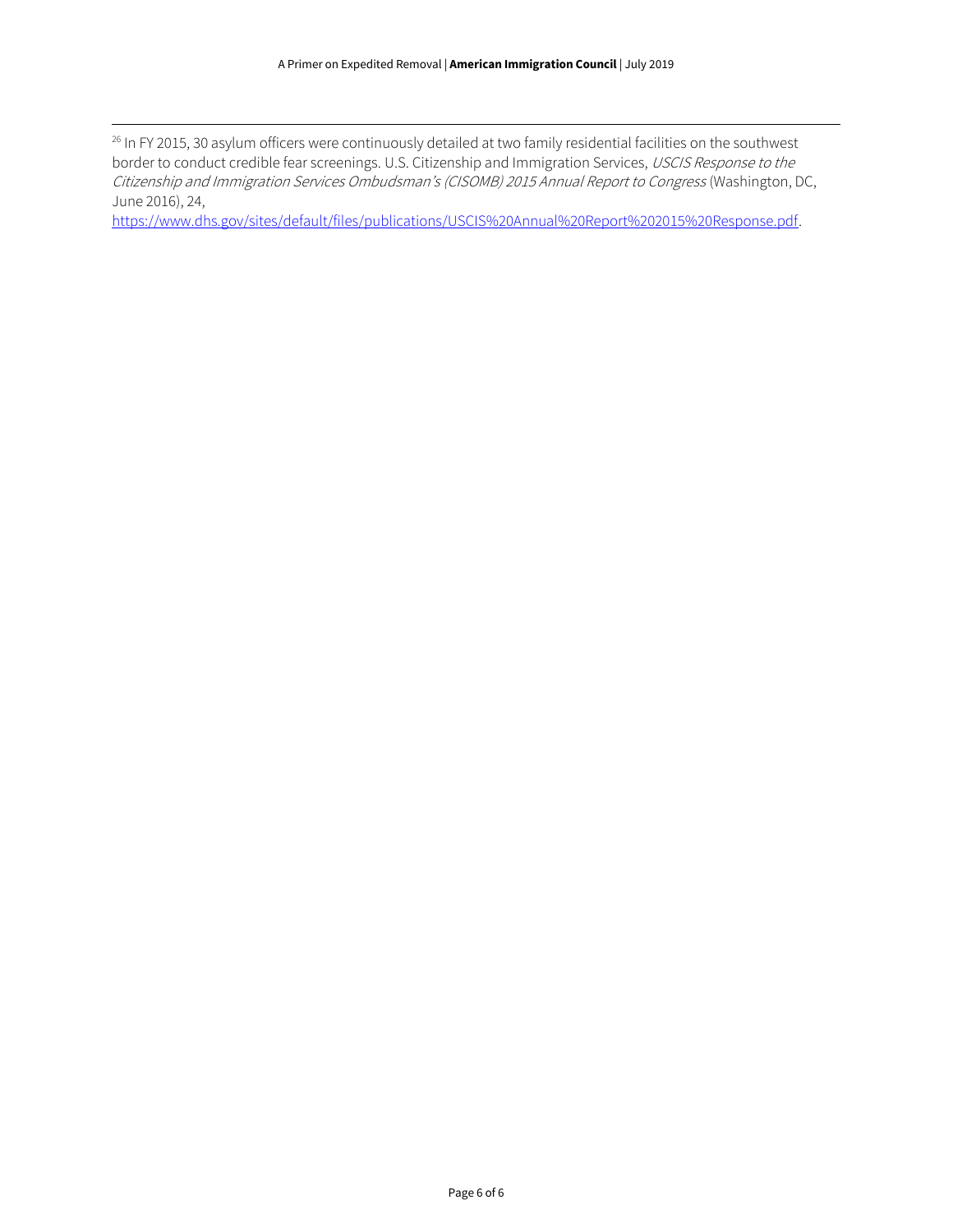[26] In FY 2015, 30 asylum officers were continuously detailed at two family residential facilities on the southwest border to conduct credible fear screenings. U.S. Citizenship and Immigration Services, *USCIS Response to the Citizenship and Immigration Services Ombudsman's (CISOMB) 2015 Annual Report to Congress* (Washington, DC, June 2016), 24, https://www.dhs.gov/sites/default/files/publications/USCIS%20Annual%20Report%202015%20Response.pdf.